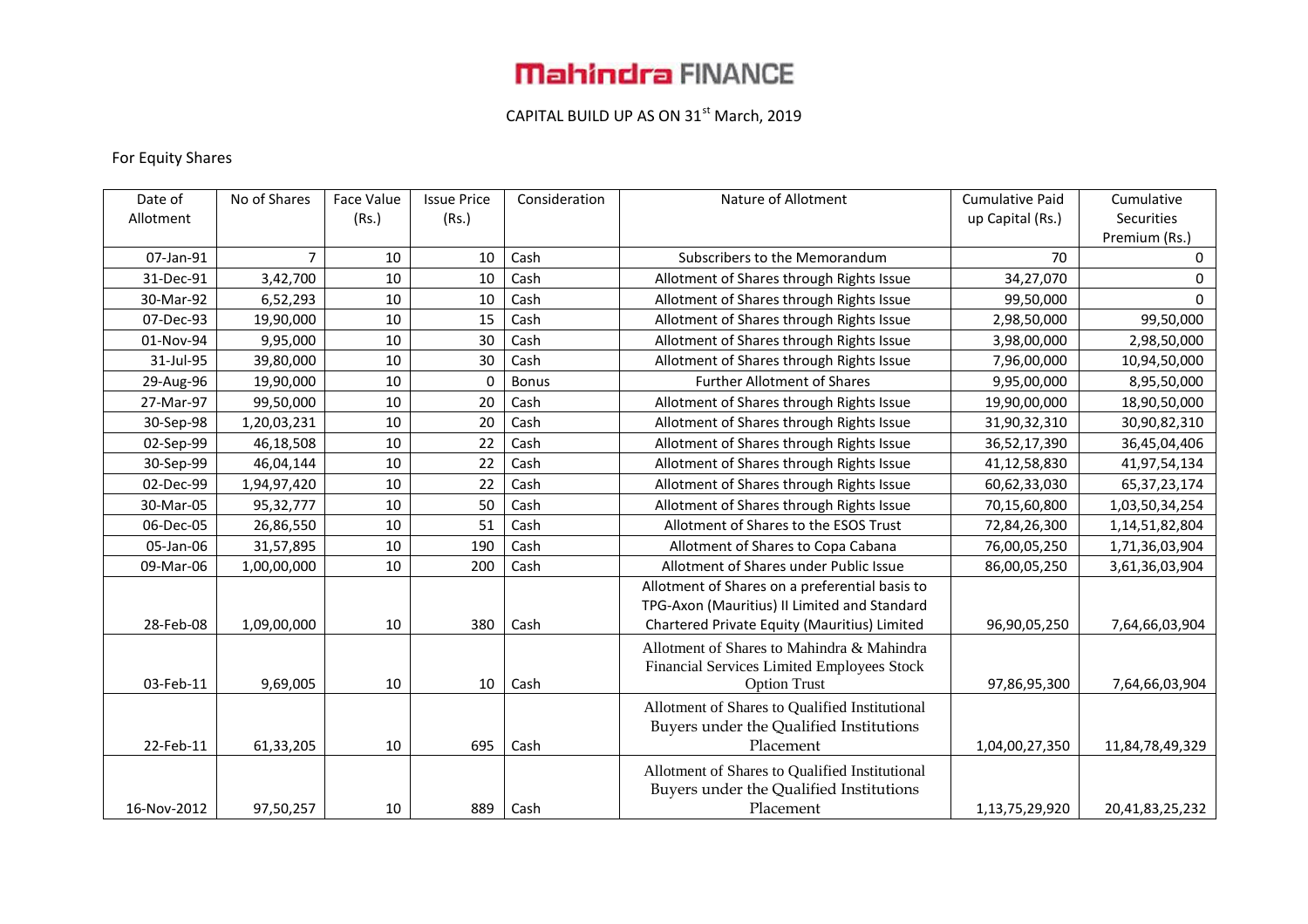# Mahindra FINANCE

## CAPITAL BUILD UP AS ON 31st March, 2019

For Equity Shares

| Date of Allotment | No of Shares | Face Value (Rs.) | Issue Price (Rs.) | Consideration | Nature of Allotment | Cumulative Paid up Capital (Rs.) | Cumulative Securities Premium (Rs.) |
|---|---|---|---|---|---|---|---|
| 07-Jan-91 | 7 | 10 | 10 | Cash | Subscribers to the Memorandum | 70 | 0 |
| 31-Dec-91 | 3,42,700 | 10 | 10 | Cash | Allotment of Shares through Rights Issue | 34,27,070 | 0 |
| 30-Mar-92 | 6,52,293 | 10 | 10 | Cash | Allotment of Shares through Rights Issue | 99,50,000 | 0 |
| 07-Dec-93 | 19,90,000 | 10 | 15 | Cash | Allotment of Shares through Rights Issue | 2,98,50,000 | 99,50,000 |
| 01-Nov-94 | 9,95,000 | 10 | 30 | Cash | Allotment of Shares through Rights Issue | 3,98,00,000 | 2,98,50,000 |
| 31-Jul-95 | 39,80,000 | 10 | 30 | Cash | Allotment of Shares through Rights Issue | 7,96,00,000 | 10,94,50,000 |
| 29-Aug-96 | 19,90,000 | 10 | 0 | Bonus | Further Allotment of Shares | 9,95,00,000 | 8,95,50,000 |
| 27-Mar-97 | 99,50,000 | 10 | 20 | Cash | Allotment of Shares through Rights Issue | 19,90,00,000 | 18,90,50,000 |
| 30-Sep-98 | 1,20,03,231 | 10 | 20 | Cash | Allotment of Shares through Rights Issue | 31,90,32,310 | 30,90,82,310 |
| 02-Sep-99 | 46,18,508 | 10 | 22 | Cash | Allotment of Shares through Rights Issue | 36,52,17,390 | 36,45,04,406 |
| 30-Sep-99 | 46,04,144 | 10 | 22 | Cash | Allotment of Shares through Rights Issue | 41,12,58,830 | 41,97,54,134 |
| 02-Dec-99 | 1,94,97,420 | 10 | 22 | Cash | Allotment of Shares through Rights Issue | 60,62,33,030 | 65,37,23,174 |
| 30-Mar-05 | 95,32,777 | 10 | 50 | Cash | Allotment of Shares through Rights Issue | 70,15,60,800 | 1,03,50,34,254 |
| 06-Dec-05 | 26,86,550 | 10 | 51 | Cash | Allotment of Shares to the ESOS Trust | 72,84,26,300 | 1,14,51,82,804 |
| 05-Jan-06 | 31,57,895 | 10 | 190 | Cash | Allotment of Shares to Copa Cabana | 76,00,05,250 | 1,71,36,03,904 |
| 09-Mar-06 | 1,00,00,000 | 10 | 200 | Cash | Allotment of Shares under Public Issue | 86,00,05,250 | 3,61,36,03,904 |
| 28-Feb-08 | 1,09,00,000 | 10 | 380 | Cash | Allotment of Shares on a preferential basis to TPG-Axon (Mauritius) II Limited and Standard Chartered Private Equity (Mauritius) Limited | 96,90,05,250 | 7,64,66,03,904 |
| 03-Feb-11 | 9,69,005 | 10 | 10 | Cash | Allotment of Shares to Mahindra & Mahindra Financial Services Limited Employees Stock Option Trust | 97,86,95,300 | 7,64,66,03,904 |
| 22-Feb-11 | 61,33,205 | 10 | 695 | Cash | Allotment of Shares to Qualified Institutional Buyers under the Qualified Institutions Placement | 1,04,00,27,350 | 11,84,78,49,329 |
| 16-Nov-2012 | 97,50,257 | 10 | 889 | Cash | Allotment of Shares to Qualified Institutional Buyers under the Qualified Institutions Placement | 1,13,75,29,920 | 20,41,83,25,232 |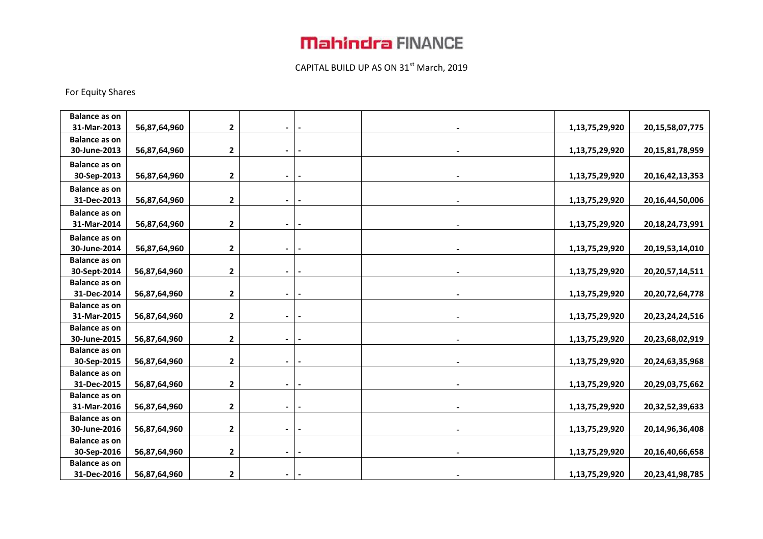# Mahindra FINANCE

CAPITAL BUILD UP AS ON 31st March, 2019

For Equity Shares

| | | | | | | | |
|---|---|---|---|---|---|---|---|
| **Balance as on 31-Mar-2013** | **56,87,64,960** | **2** | **-** | **-** | **-** | **1,13,75,29,920** | **20,15,58,07,775** |
| **Balance as on 30-June-2013** | **56,87,64,960** | **2** | **-** | **-** | **-** | **1,13,75,29,920** | **20,15,81,78,959** |
| **Balance as on 30-Sep-2013** | **56,87,64,960** | **2** | **-** | **-** | **-** | **1,13,75,29,920** | **20,16,42,13,353** |
| **Balance as on 31-Dec-2013** | **56,87,64,960** | **2** | **-** | **-** | **-** | **1,13,75,29,920** | **20,16,44,50,006** |
| **Balance as on 31-Mar-2014** | **56,87,64,960** | **2** | **-** | **-** | **-** | **1,13,75,29,920** | **20,18,24,73,991** |
| **Balance as on 30-June-2014** | **56,87,64,960** | **2** | **-** | **-** | **-** | **1,13,75,29,920** | **20,19,53,14,010** |
| **Balance as on 30-Sept-2014** | **56,87,64,960** | **2** | **-** | **-** | **-** | **1,13,75,29,920** | **20,20,57,14,511** |
| **Balance as on 31-Dec-2014** | **56,87,64,960** | **2** | **-** | **-** | **-** | **1,13,75,29,920** | **20,20,72,64,778** |
| **Balance as on 31-Mar-2015** | **56,87,64,960** | **2** | **-** | **-** | **-** | **1,13,75,29,920** | **20,23,24,24,516** |
| **Balance as on 30-June-2015** | **56,87,64,960** | **2** | **-** | **-** | **-** | **1,13,75,29,920** | **20,23,68,02,919** |
| **Balance as on 30-Sep-2015** | **56,87,64,960** | **2** | **-** | **-** | **-** | **1,13,75,29,920** | **20,24,63,35,968** |
| **Balance as on 31-Dec-2015** | **56,87,64,960** | **2** | **-** | **-** | **-** | **1,13,75,29,920** | **20,29,03,75,662** |
| **Balance as on 31-Mar-2016** | **56,87,64,960** | **2** | **-** | **-** | **-** | **1,13,75,29,920** | **20,32,52,39,633** |
| **Balance as on 30-June-2016** | **56,87,64,960** | **2** | **-** | **-** | **-** | **1,13,75,29,920** | **20,14,96,36,408** |
| **Balance as on 30-Sep-2016** | **56,87,64,960** | **2** | **-** | **-** | **-** | **1,13,75,29,920** | **20,16,40,66,658** |
| **Balance as on 31-Dec-2016** | **56,87,64,960** | **2** | **-** | **-** | **-** | **1,13,75,29,920** | **20,23,41,98,785** |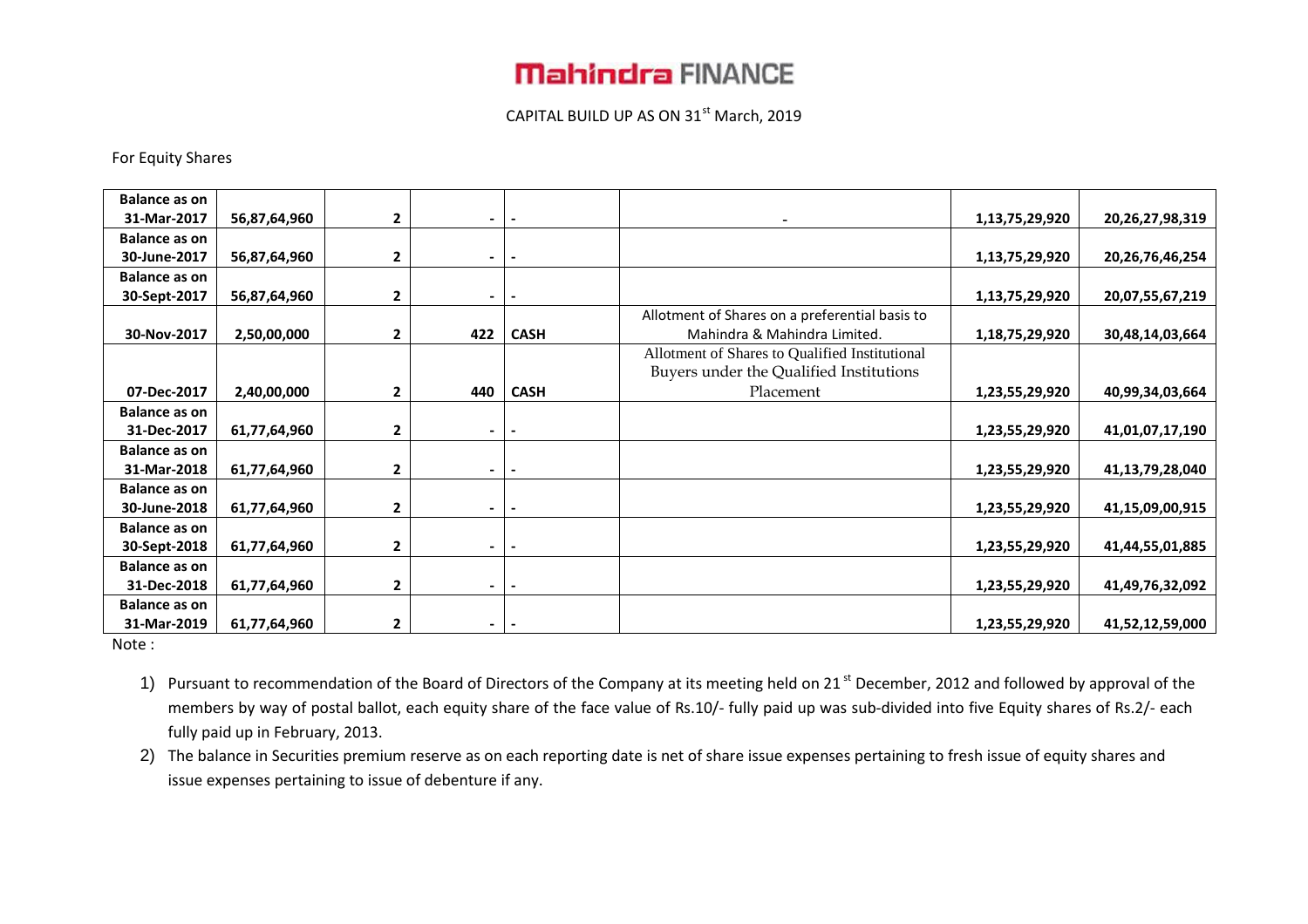# Mahindra FINANCE

CAPITAL BUILD UP AS ON 31st March, 2019

For Equity Shares

| | | | | | | | |
|---|---|---|---|---|---|---|---|
| **Balance as on 31-Mar-2017** | **56,87,64,960** | **2** | **-** | **-** | - | **1,13,75,29,920** | **20,26,27,98,319** |
| **Balance as on 30-June-2017** | **56,87,64,960** | **2** | **-** | **-** | | **1,13,75,29,920** | **20,26,76,46,254** |
| **Balance as on 30-Sept-2017** | **56,87,64,960** | **2** | **-** | **-** | | **1,13,75,29,920** | **20,07,55,67,219** |
| **30-Nov-2017** | **2,50,00,000** | **2** | **422** | **CASH** | Allotment of Shares on a preferential basis to Mahindra & Mahindra Limited. | **1,18,75,29,920** | **30,48,14,03,664** |
| **07-Dec-2017** | **2,40,00,000** | **2** | **440** | **CASH** | Allotment of Shares to Qualified Institutional Buyers under the Qualified Institutions Placement | **1,23,55,29,920** | **40,99,34,03,664** |
| **Balance as on 31-Dec-2017** | **61,77,64,960** | **2** | **-** | **-** | | **1,23,55,29,920** | **41,01,07,17,190** |
| **Balance as on 31-Mar-2018** | **61,77,64,960** | **2** | **-** | **-** | | **1,23,55,29,920** | **41,13,79,28,040** |
| **Balance as on 30-June-2018** | **61,77,64,960** | **2** | **-** | **-** | | **1,23,55,29,920** | **41,15,09,00,915** |
| **Balance as on 30-Sept-2018** | **61,77,64,960** | **2** | **-** | **-** | | **1,23,55,29,920** | **41,44,55,01,885** |
| **Balance as on 31-Dec-2018** | **61,77,64,960** | **2** | **-** | **-** | | **1,23,55,29,920** | **41,49,76,32,092** |
| **Balance as on 31-Mar-2019** | **61,77,64,960** | **2** | **-** | **-** | | **1,23,55,29,920** | **41,52,12,59,000** |

Note :

1) Pursuant to recommendation of the Board of Directors of the Company at its meeting held on 21st December, 2012 and followed by approval of the members by way of postal ballot, each equity share of the face value of Rs.10/- fully paid up was sub-divided into five Equity shares of Rs.2/- each fully paid up in February, 2013.
2) The balance in Securities premium reserve as on each reporting date is net of share issue expenses pertaining to fresh issue of equity shares and issue expenses pertaining to issue of debenture if any.